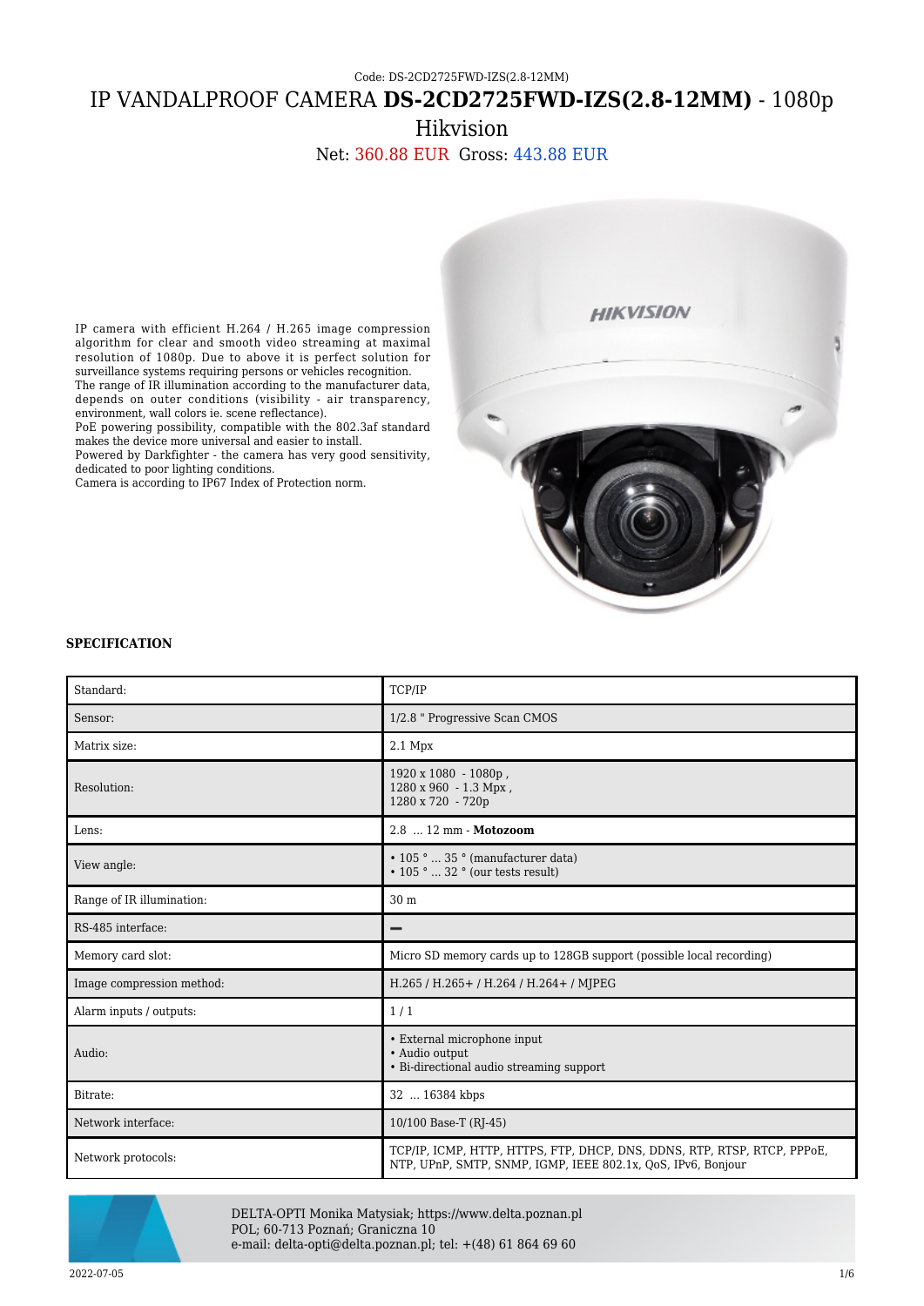Code: DS-2CD2725FWD-IZS(2.8-12MM)

# IP VANDALPROOF CAMERA **DS-2CD2725FWD-IZS(2.8-12MM)** - 1080p Hikvision

Net: 360.88 EUR Gross: 443.88 EUR

IP camera with efficient H.264 / H.265 image compression algorithm for clear and smooth video streaming at maximal resolution of 1080p. Due to above it is perfect solution for surveillance systems requiring persons or vehicles recognition.
The range of IR illumination according to the manufacturer data, depends on outer conditions (visibility - air transparency, environment, wall colors ie. scene reflectance).
PoE powering possibility, compatible with the 802.3af standard makes the device more universal and easier to install.
Powered by Darkfighter - the camera has very good sensitivity, dedicated to poor lighting conditions.
Camera is according to IP67 Index of Protection norm.

**SPECIFICATION**

| | |
|---|---|
| Standard: | TCP/IP |
| Sensor: | 1/2.8 " Progressive Scan CMOS |
| Matrix size: | 2.1 Mpx |
| Resolution: | 1920 x 1080 - 1080p ,<br>1280 x 960 - 1.3 Mpx ,<br>1280 x 720 - 720p |
| Lens: | 2.8 ... 12 mm - **Motozoom** |
| View angle: | • 105 ° ... 35 ° (manufacturer data)<br>• 105 ° ... 32 ° (our tests result) |
| Range of IR illumination: | 30 m |
| RS-485 interface: | ‒ |
| Memory card slot: | Micro SD memory cards up to 128GB support (possible local recording) |
| Image compression method: | H.265 / H.265+ / H.264 / H.264+ / MJPEG |
| Alarm inputs / outputs: | 1 / 1 |
| Audio: | • External microphone input<br>• Audio output<br>• Bi-directional audio streaming support |
| Bitrate: | 32 ... 16384 kbps |
| Network interface: | 10/100 Base-T (RJ-45) |
| Network protocols: | TCP/IP, ICMP, HTTP, HTTPS, FTP, DHCP, DNS, DDNS, RTP, RTSP, RTCP, PPPoE, NTP, UPnP, SMTP, SNMP, IGMP, IEEE 802.1x, QoS, IPv6, Bonjour |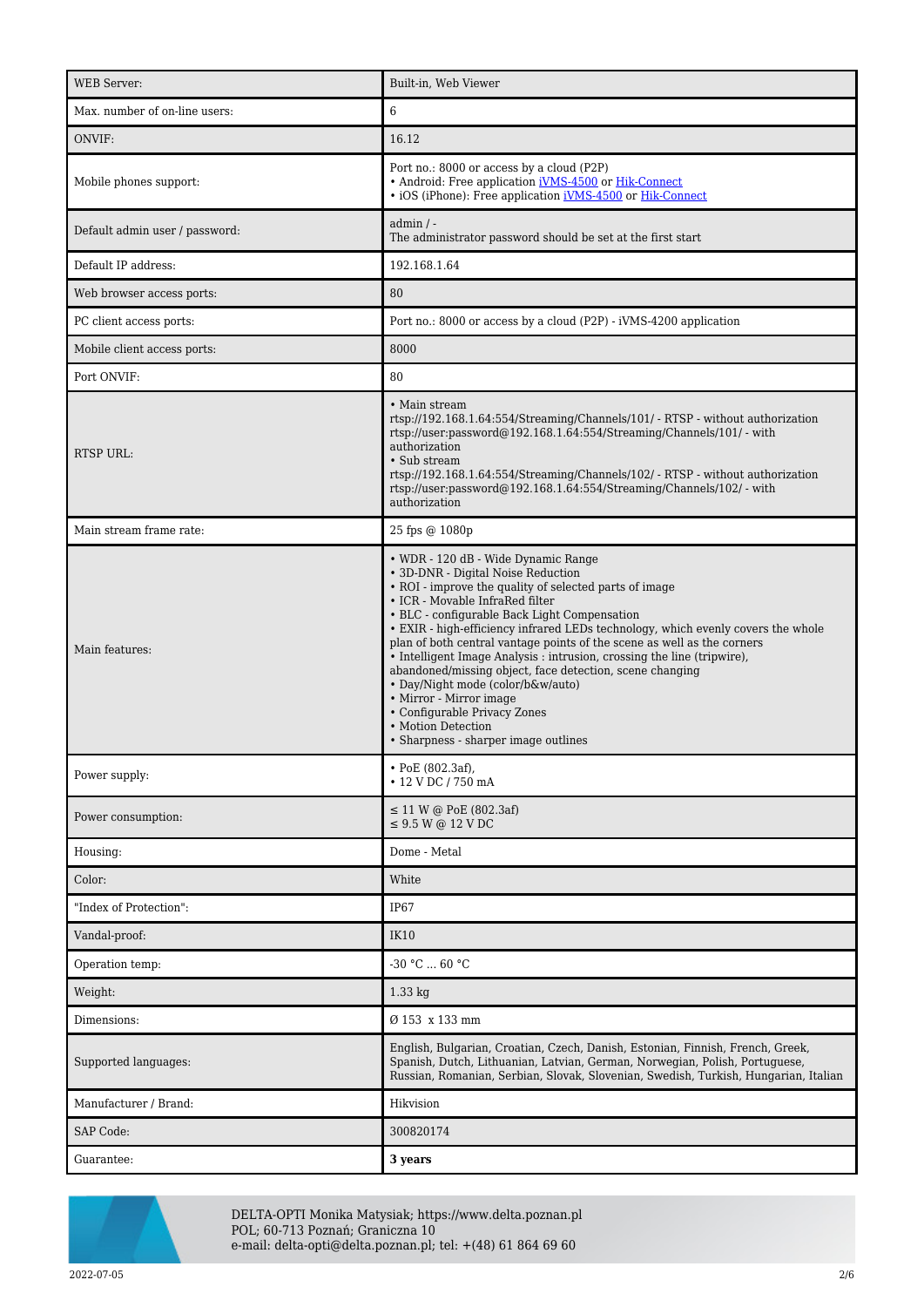| | |
|---|---|
| WEB Server: | Built-in, Web Viewer |
| Max. number of on-line users: | 6 |
| ONVIF: | 16.12 |
| Mobile phones support: | Port no.: 8000 or access by a cloud (P2P)<br>• Android: Free application iVMS-4500 or Hik-Connect<br>• iOS (iPhone): Free application iVMS-4500 or Hik-Connect |
| Default admin user / password: | admin / -<br>The administrator password should be set at the first start |
| Default IP address: | 192.168.1.64 |
| Web browser access ports: | 80 |
| PC client access ports: | Port no.: 8000 or access by a cloud (P2P) - iVMS-4200 application |
| Mobile client access ports: | 8000 |
| Port ONVIF: | 80 |
| RTSP URL: | • Main stream<br>rtsp://192.168.1.64:554/Streaming/Channels/101/ - RTSP - without authorization<br>rtsp://user:password@192.168.1.64:554/Streaming/Channels/101/ - with authorization<br>• Sub stream<br>rtsp://192.168.1.64:554/Streaming/Channels/102/ - RTSP - without authorization<br>rtsp://user:password@192.168.1.64:554/Streaming/Channels/102/ - with authorization |
| Main stream frame rate: | 25 fps @ 1080p |
| Main features: | • WDR - 120 dB - Wide Dynamic Range<br>• 3D-DNR - Digital Noise Reduction<br>• ROI - improve the quality of selected parts of image<br>• ICR - Movable InfraRed filter<br>• BLC - configurable Back Light Compensation<br>• EXIR - high-efficiency infrared LEDs technology, which evenly covers the whole plan of both central vantage points of the scene as well as the corners<br>• Intelligent Image Analysis : intrusion, crossing the line (tripwire), abandoned/missing object, face detection, scene changing<br>• Day/Night mode (color/b&w/auto)<br>• Mirror - Mirror image<br>• Configurable Privacy Zones<br>• Motion Detection<br>• Sharpness - sharper image outlines |
| Power supply: | • PoE (802.3af),<br>• 12 V DC / 750 mA |
| Power consumption: | ≤ 11 W @ PoE (802.3af)<br>≤ 9.5 W @ 12 V DC |
| Housing: | Dome - Metal |
| Color: | White |
| "Index of Protection": | IP67 |
| Vandal-proof: | IK10 |
| Operation temp: | -30 °C ... 60 °C |
| Weight: | 1.33 kg |
| Dimensions: | Ø 153 x 133 mm |
| Supported languages: | English, Bulgarian, Croatian, Czech, Danish, Estonian, Finnish, French, Greek, Spanish, Dutch, Lithuanian, Latvian, German, Norwegian, Polish, Portuguese, Russian, Romanian, Serbian, Slovak, Slovenian, Swedish, Turkish, Hungarian, Italian |
| Manufacturer / Brand: | Hikvision |
| SAP Code: | 300820174 |
| Guarantee: | **3 years** |

DELTA-OPTI Monika Matysiak; https://www.delta.poznan.pl
POL; 60-713 Poznań; Graniczna 10
e-mail: delta-opti@delta.poznan.pl; tel: +(48) 61 864 69 60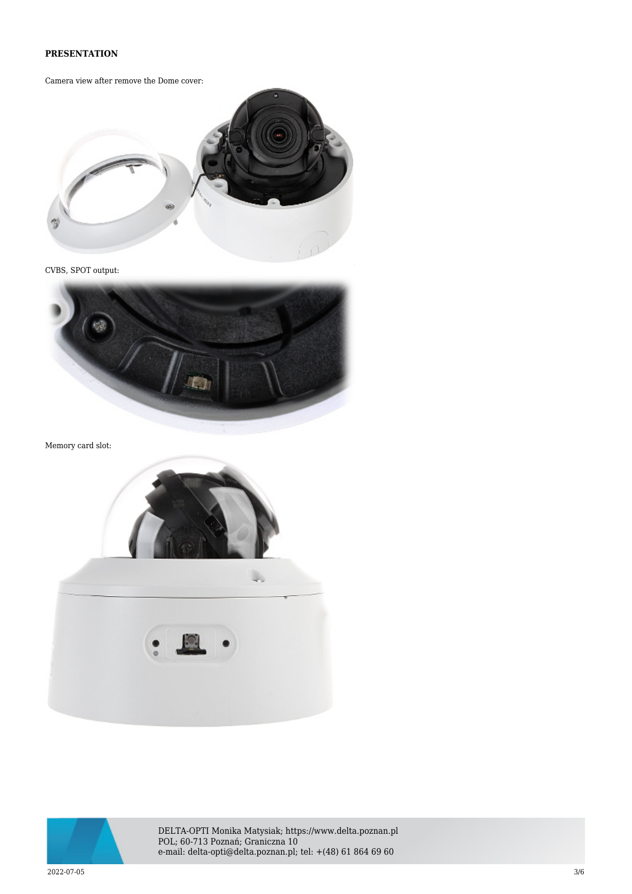**PRESENTATION**

Camera view after remove the Dome cover:

CVBS, SPOT output:

Memory card slot: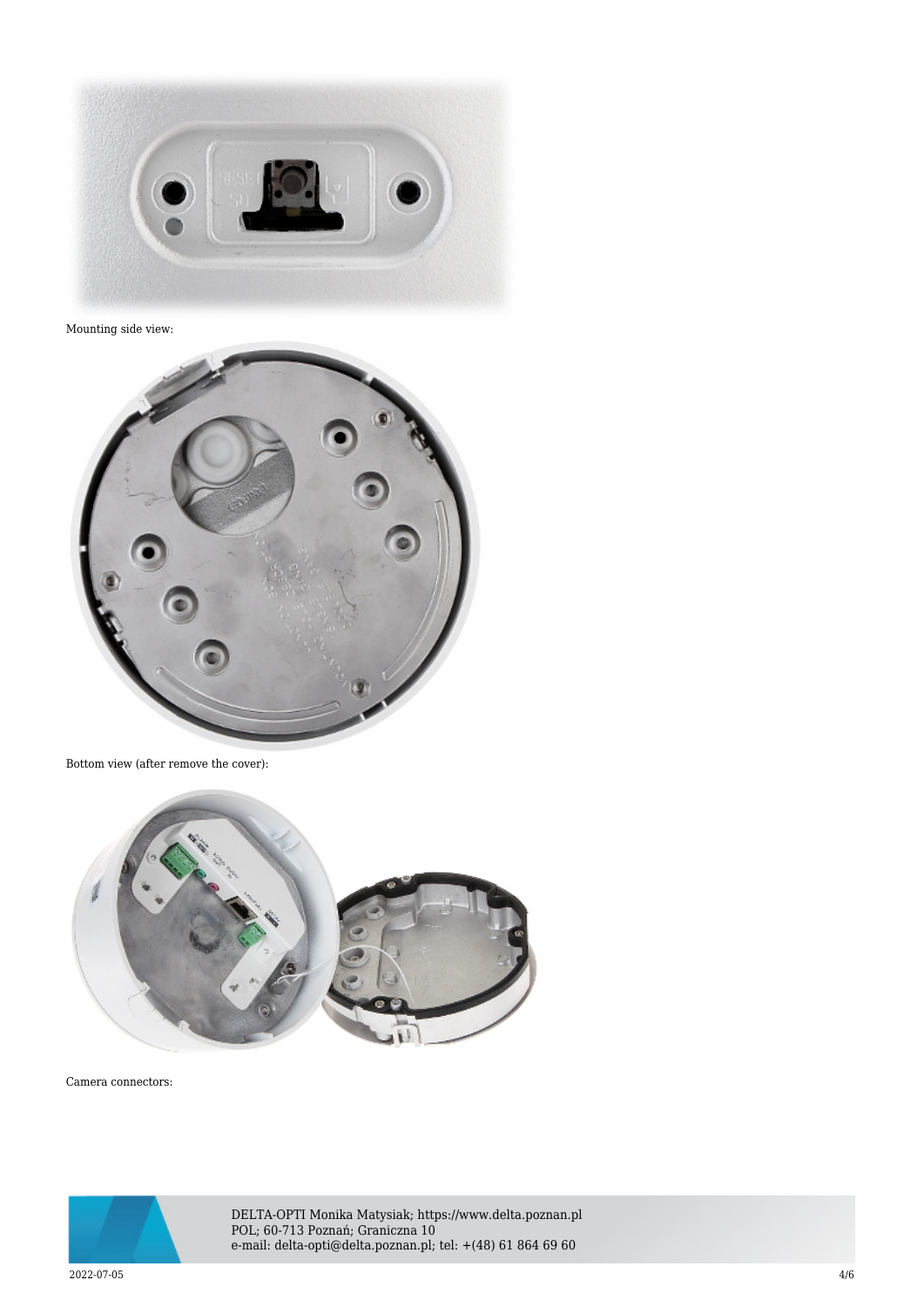Mounting side view:

Bottom view (after remove the cover):

Camera connectors: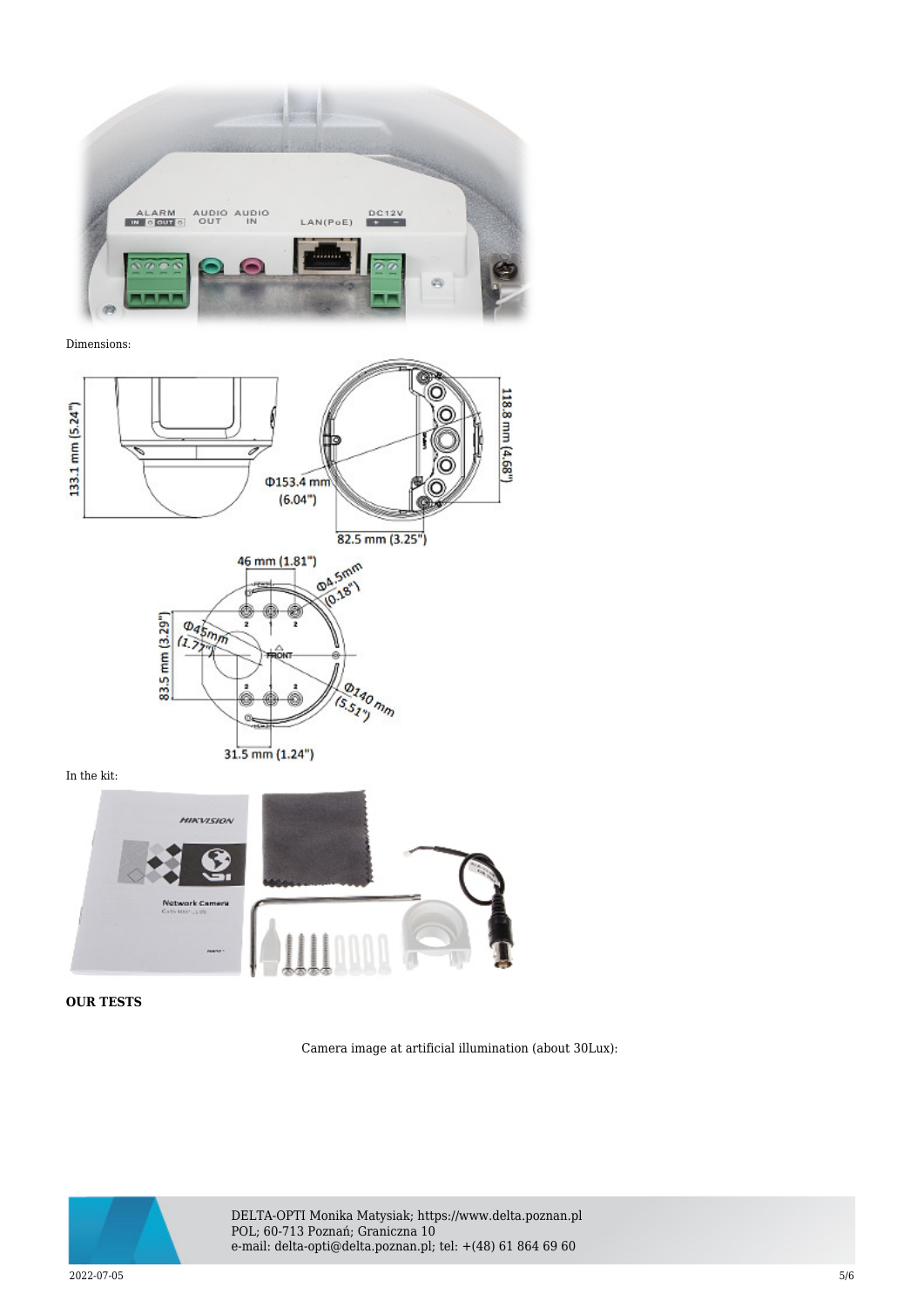Dimensions:

In the kit:

**OUR TESTS**

Camera image at artificial illumination (about 30Lux):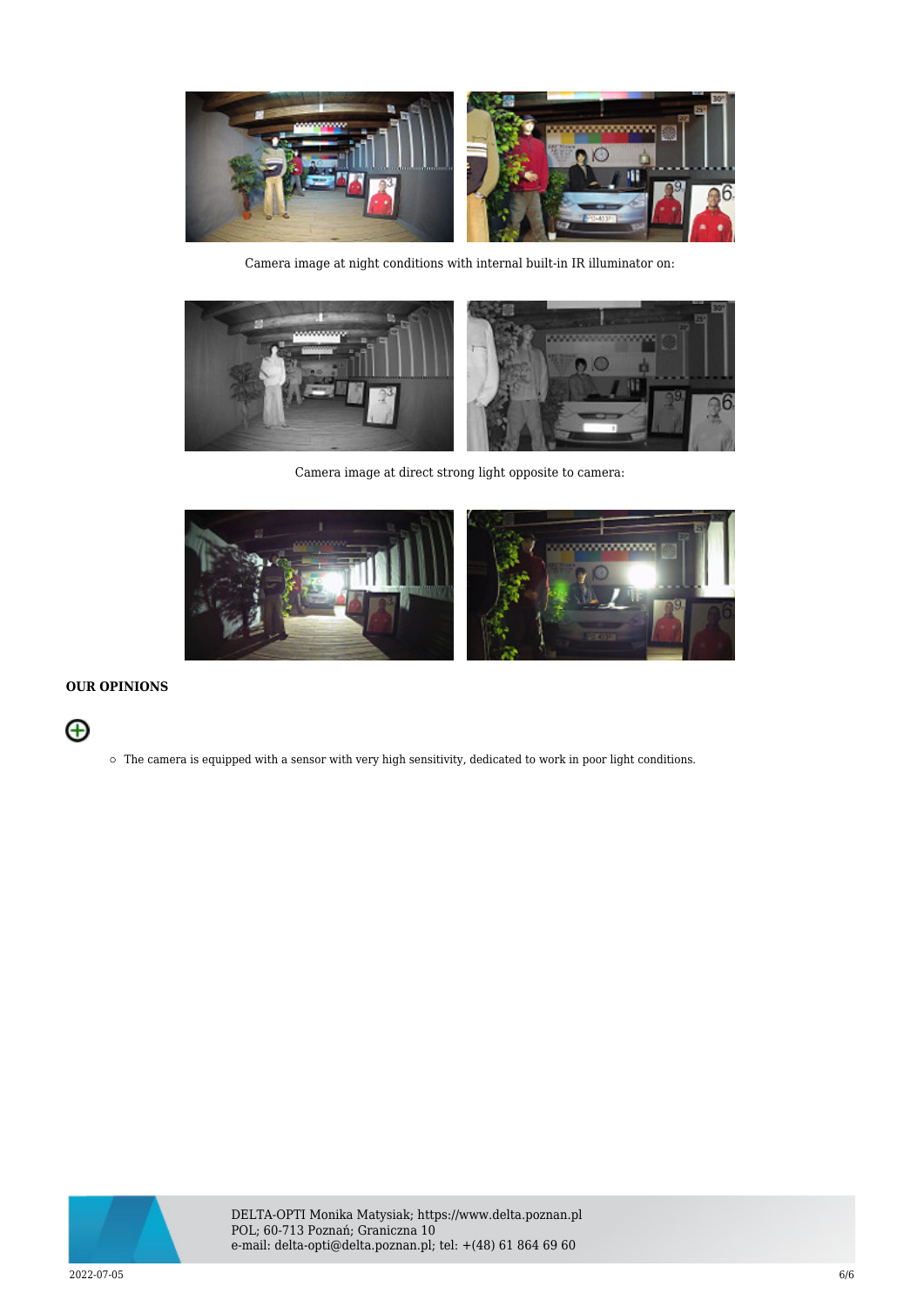Camera image at night conditions with internal built-in IR illuminator on:

Camera image at direct strong light opposite to camera:

**OUR OPINIONS**

⊕

- The camera is equipped with a sensor with very high sensitivity, dedicated to work in poor light conditions.

DELTA-OPTI Monika Matysiak; https://www.delta.poznan.pl
POL; 60-713 Poznań; Graniczna 10
e-mail: delta-opti@delta.poznan.pl; tel: +(48) 61 864 69 60

2022-07-05